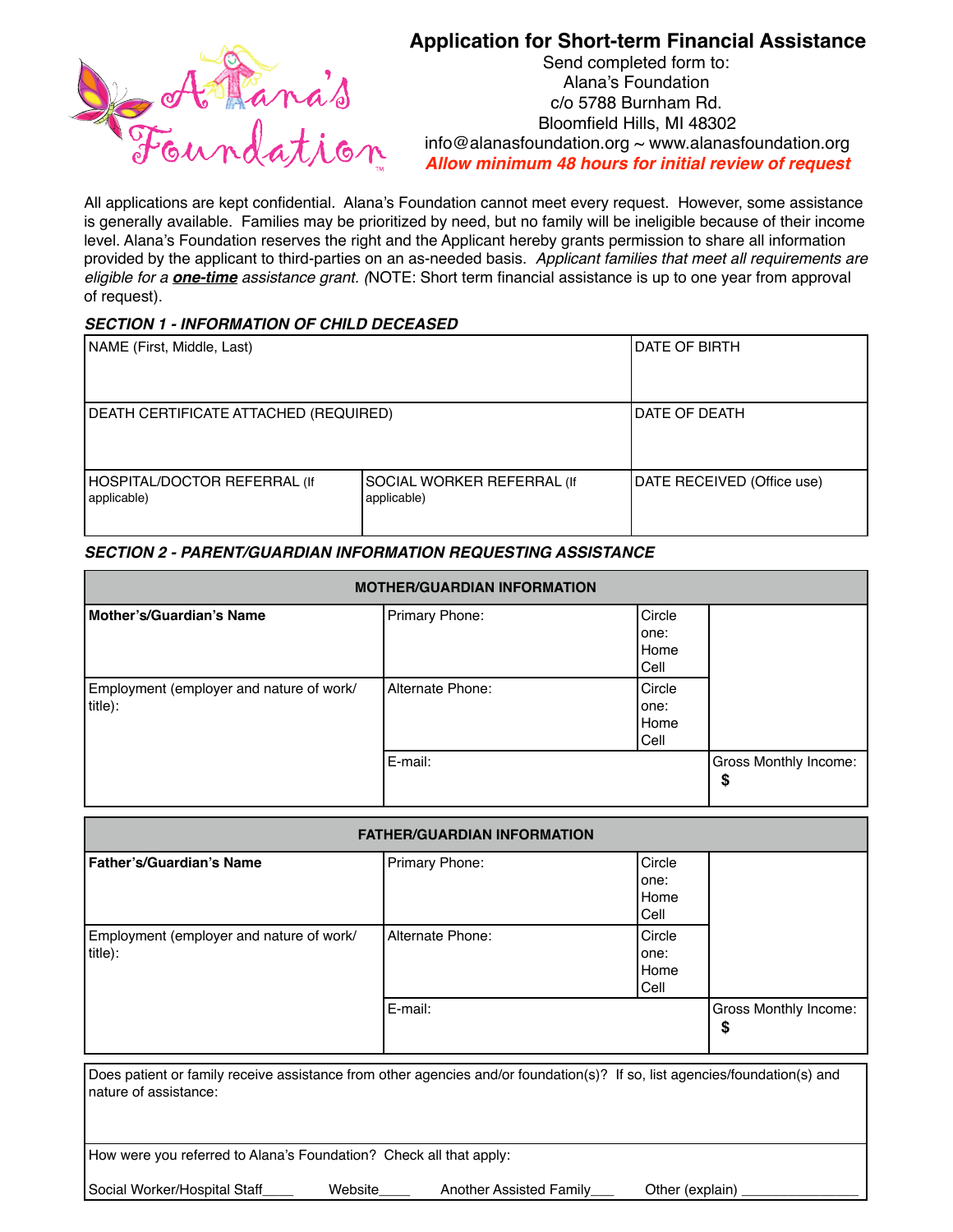# Application for Short-term Financial Assistance

Send completed form to:
Alana's Foundation
c/o 5788 Burnham Rd.
Bloomfield Hills, MI 48302
info@alanasfoundation.org ~ www.alanasfoundation.org
***Allow minimum 48 hours for initial review of request***

All applications are kept confidential. Alana's Foundation cannot meet every request. However, some assistance is generally available. Families may be prioritized by need, but no family will be ineligible because of their income level. Alana's Foundation reserves the right and the Applicant hereby grants permission to share all information provided by the applicant to third-parties on an as-needed basis. *Applicant families that meet all requirements are eligible for a **one-time** assistance grant.* (NOTE: Short term financial assistance is up to one year from approval of request).

### *SECTION 1 - INFORMATION OF CHILD DECEASED*

| NAME (First, Middle, Last) | | DATE OF BIRTH |
|---|---|---|
| DEATH CERTIFICATE ATTACHED (REQUIRED) | | DATE OF DEATH |
| HOSPITAL/DOCTOR REFERRAL (If applicable) | SOCIAL WORKER REFERRAL (If applicable) | DATE RECEIVED (Office use) |

### *SECTION 2 - PARENT/GUARDIAN INFORMATION REQUESTING ASSISTANCE*

| **MOTHER/GUARDIAN INFORMATION** | | | |
|---|---|---|---|
| **Mother's/Guardian's Name** | Primary Phone: | Circle one: Home Cell | |
| Employment (employer and nature of work/ title): | Alternate Phone: | Circle one: Home Cell | |
| | E-mail: | | Gross Monthly Income: **$** |

| **FATHER/GUARDIAN INFORMATION** | | | |
|---|---|---|---|
| **Father's/Guardian's Name** | Primary Phone: | Circle one: Home Cell | |
| Employment (employer and nature of work/ title): | Alternate Phone: | Circle one: Home Cell | |
| | E-mail: | | Gross Monthly Income: **$** |

Does patient or family receive assistance from other agencies and/or foundation(s)? If so, list agencies/foundation(s) and nature of assistance:

How were you referred to Alana's Foundation? Check all that apply:

Social Worker/Hospital Staff____ Website____ Another Assisted Family___ Other (explain) _______________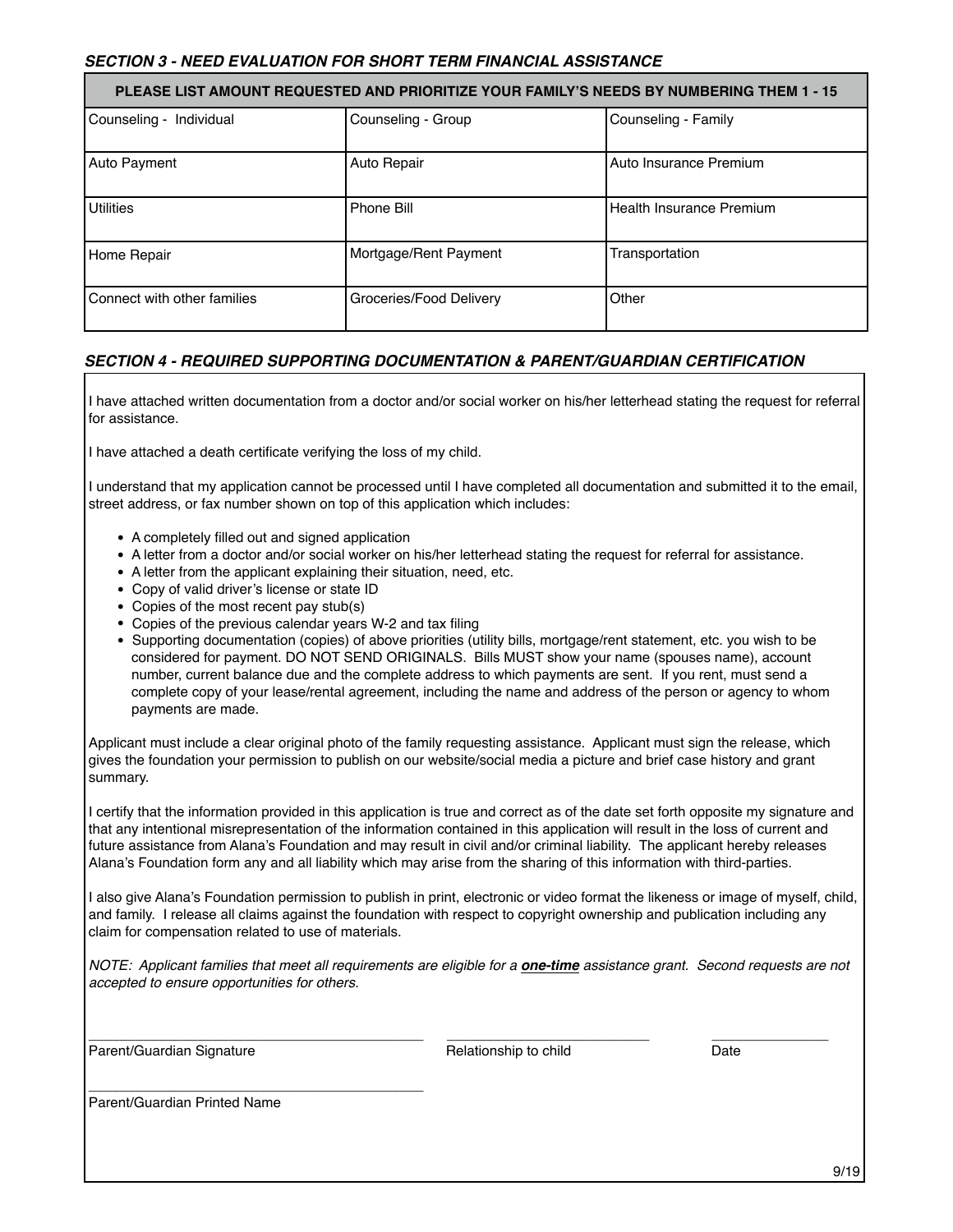### *SECTION 3 - NEED EVALUATION FOR SHORT TERM FINANCIAL ASSISTANCE*

| PLEASE LIST AMOUNT REQUESTED AND PRIORITIZE YOUR FAMILY'S NEEDS BY NUMBERING THEM 1 - 15 | | |
|---|---|---|
| Counseling - Individual | Counseling - Group | Counseling - Family |
| Auto Payment | Auto Repair | Auto Insurance Premium |
| Utilities | Phone Bill | Health Insurance Premium |
| Home Repair | Mortgage/Rent Payment | Transportation |
| Connect with other families | Groceries/Food Delivery | Other |

### *SECTION 4 - REQUIRED SUPPORTING DOCUMENTATION & PARENT/GUARDIAN CERTIFICATION*

I have attached written documentation from a doctor and/or social worker on his/her letterhead stating the request for referral for assistance.

I have attached a death certificate verifying the loss of my child.

I understand that my application cannot be processed until I have completed all documentation and submitted it to the email, street address, or fax number shown on top of this application which includes:

- A completely filled out and signed application
- A letter from a doctor and/or social worker on his/her letterhead stating the request for referral for assistance.
- A letter from the applicant explaining their situation, need, etc.
- Copy of valid driver's license or state ID
- Copies of the most recent pay stub(s)
- Copies of the previous calendar years W-2 and tax filing
- Supporting documentation (copies) of above priorities (utility bills, mortgage/rent statement, etc. you wish to be considered for payment. DO NOT SEND ORIGINALS. Bills MUST show your name (spouses name), account number, current balance due and the complete address to which payments are sent. If you rent, must send a complete copy of your lease/rental agreement, including the name and address of the person or agency to whom payments are made.

Applicant must include a clear original photo of the family requesting assistance. Applicant must sign the release, which gives the foundation your permission to publish on our website/social media a picture and brief case history and grant summary.

I certify that the information provided in this application is true and correct as of the date set forth opposite my signature and that any intentional misrepresentation of the information contained in this application will result in the loss of current and future assistance from Alana's Foundation and may result in civil and/or criminal liability. The applicant hereby releases Alana's Foundation form any and all liability which may arise from the sharing of this information with third-parties.

I also give Alana's Foundation permission to publish in print, electronic or video format the likeness or image of myself, child, and family. I release all claims against the foundation with respect to copyright ownership and publication including any claim for compensation related to use of materials.

*NOTE: Applicant families that meet all requirements are eligible for a* ***one-time*** *assistance grant. Second requests are not accepted to ensure opportunities for others.*

\_\_\_\_\_\_\_\_\_\_\_\_\_\_\_\_\_\_\_\_\_\_\_\_\_\_\_\_\_\_\_\_\_\_\_\_\_\_\_\_ \_\_\_\_\_\_\_\_\_\_\_\_\_\_\_\_\_\_\_\_\_\_\_\_\_ \_\_\_\_\_\_\_\_\_\_\_\_\_\_\_
Parent/Guardian Signature Relationship to child Date

\_\_\_\_\_\_\_\_\_\_\_\_\_\_\_\_\_\_\_\_\_\_\_\_\_\_\_\_\_\_\_\_\_\_\_\_\_\_\_\_
Parent/Guardian Printed Name

9/19